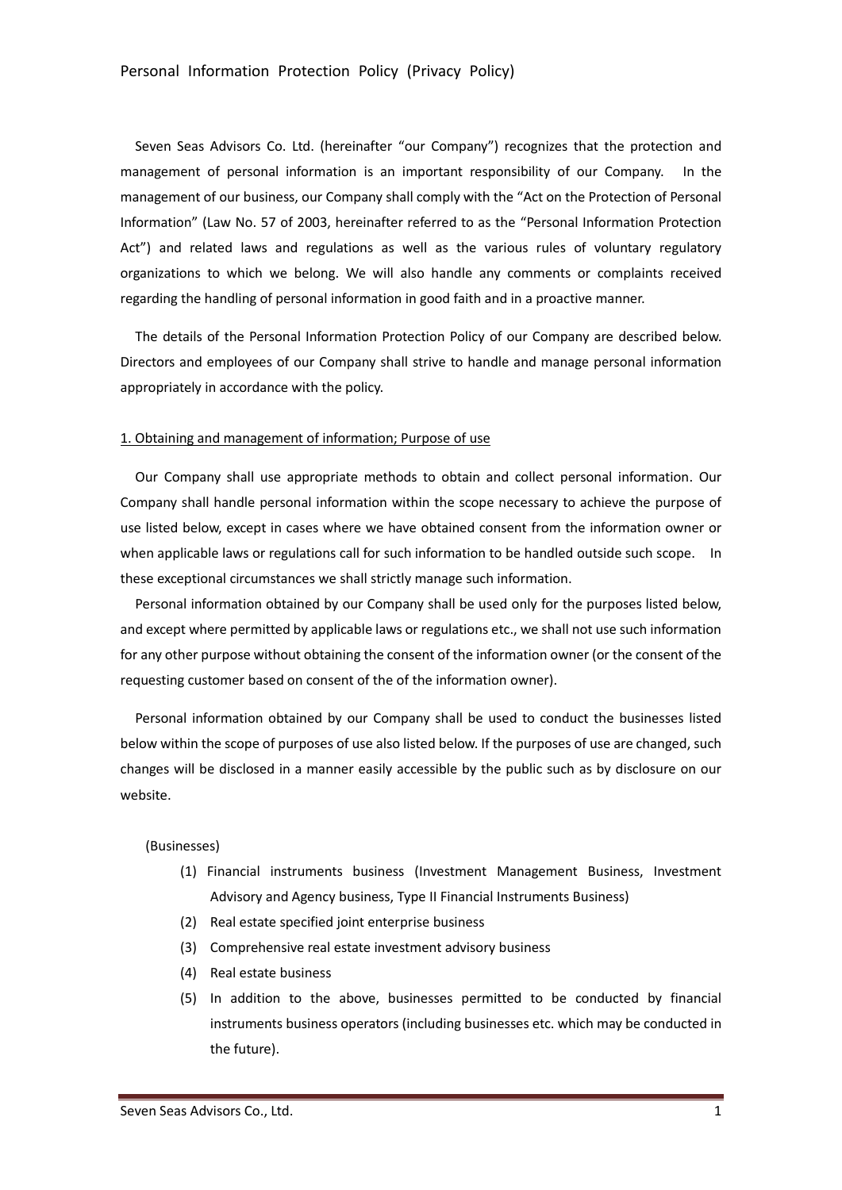# Personal Information Protection Policy (Privacy Policy)

Seven Seas Advisors Co. Ltd. (hereinafter "our Company") recognizes that the protection and management of personal information is an important responsibility of our Company. In the management of our business, our Company shall comply with the "Act on the Protection of Personal Information" (Law No. 57 of 2003, hereinafter referred to as the "Personal Information Protection Act") and related laws and regulations as well as the various rules of voluntary regulatory organizations to which we belong. We will also handle any comments or complaints received regarding the handling of personal information in good faith and in a proactive manner.

The details of the Personal Information Protection Policy of our Company are described below. Directors and employees of our Company shall strive to handle and manage personal information appropriately in accordance with the policy.

## 1. Obtaining and management of information; Purpose of use

Our Company shall use appropriate methods to obtain and collect personal information. Our Company shall handle personal information within the scope necessary to achieve the purpose of use listed below, except in cases where we have obtained consent from the information owner or when applicable laws or regulations call for such information to be handled outside such scope. In these exceptional circumstances we shall strictly manage such information.

Personal information obtained by our Company shall be used only for the purposes listed below, and except where permitted by applicable laws or regulations etc., we shall not use such information for any other purpose without obtaining the consent of the information owner (or the consent of the requesting customer based on consent of the of the information owner).

Personal information obtained by our Company shall be used to conduct the businesses listed below within the scope of purposes of use also listed below. If the purposes of use are changed, such changes will be disclosed in a manner easily accessible by the public such as by disclosure on our website.

(Businesses)

(1) Financial instruments business (Investment Management Business, Investment Advisory and Agency business, Type II Financial Instruments Business)
(2) Real estate specified joint enterprise business
(3) Comprehensive real estate investment advisory business
(4) Real estate business
(5) In addition to the above, businesses permitted to be conducted by financial instruments business operators (including businesses etc. which may be conducted in the future).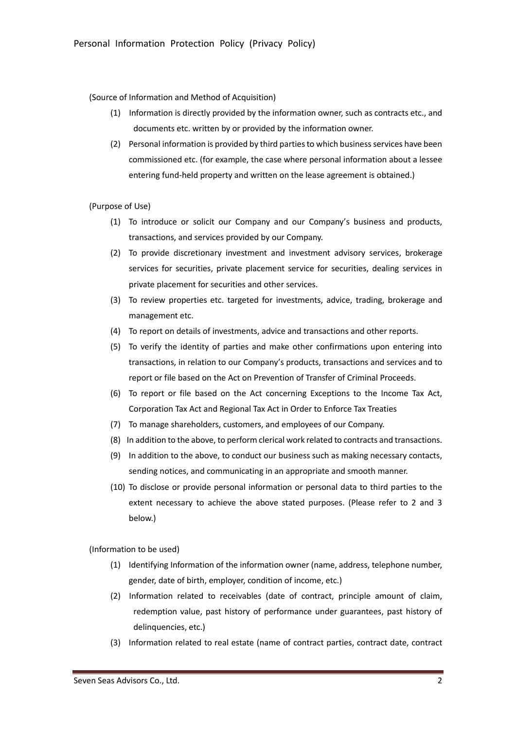(Source of Information and Method of Acquisition)

(1) Information is directly provided by the information owner, such as contracts etc., and documents etc. written by or provided by the information owner.

(2) Personal information is provided by third parties to which business services have been commissioned etc. (for example, the case where personal information about a lessee entering fund-held property and written on the lease agreement is obtained.)

(Purpose of Use)

(1) To introduce or solicit our Company and our Company's business and products, transactions, and services provided by our Company.

(2) To provide discretionary investment and investment advisory services, brokerage services for securities, private placement service for securities, dealing services in private placement for securities and other services.

(3) To review properties etc. targeted for investments, advice, trading, brokerage and management etc.

(4) To report on details of investments, advice and transactions and other reports.

(5) To verify the identity of parties and make other confirmations upon entering into transactions, in relation to our Company's products, transactions and services and to report or file based on the Act on Prevention of Transfer of Criminal Proceeds.

(6) To report or file based on the Act concerning Exceptions to the Income Tax Act, Corporation Tax Act and Regional Tax Act in Order to Enforce Tax Treaties

(7) To manage shareholders, customers, and employees of our Company.

(8) In addition to the above, to perform clerical work related to contracts and transactions.

(9) In addition to the above, to conduct our business such as making necessary contacts, sending notices, and communicating in an appropriate and smooth manner.

(10) To disclose or provide personal information or personal data to third parties to the extent necessary to achieve the above stated purposes. (Please refer to 2 and 3 below.)

(Information to be used)

(1) Identifying Information of the information owner (name, address, telephone number, gender, date of birth, employer, condition of income, etc.)

(2) Information related to receivables (date of contract, principle amount of claim, redemption value, past history of performance under guarantees, past history of delinquencies, etc.)

(3) Information related to real estate (name of contract parties, contract date, contract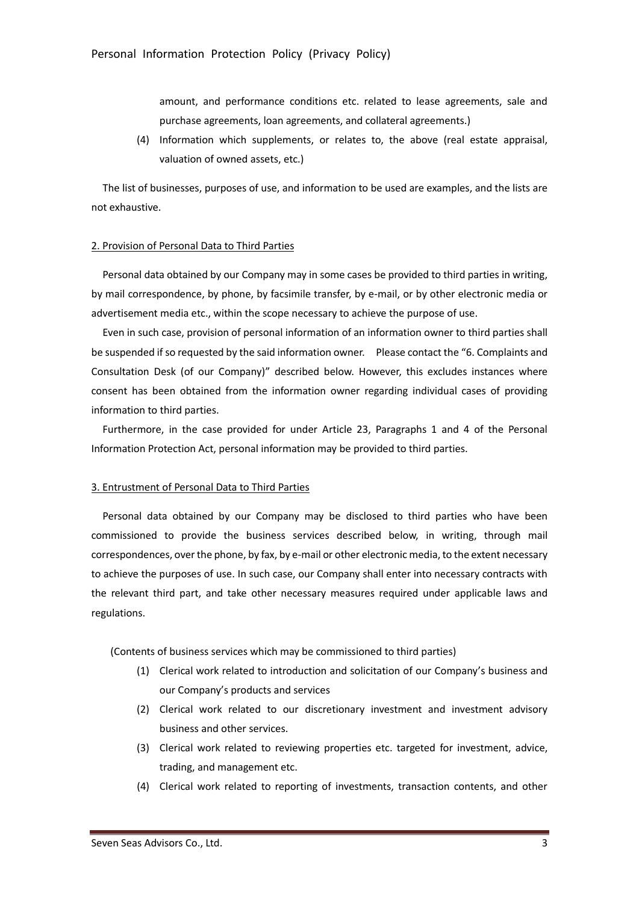amount, and performance conditions etc. related to lease agreements, sale and purchase agreements, loan agreements, and collateral agreements.)

(4) Information which supplements, or relates to, the above (real estate appraisal, valuation of owned assets, etc.)

The list of businesses, purposes of use, and information to be used are examples, and the lists are not exhaustive.

## 2. Provision of Personal Data to Third Parties

Personal data obtained by our Company may in some cases be provided to third parties in writing, by mail correspondence, by phone, by facsimile transfer, by e-mail, or by other electronic media or advertisement media etc., within the scope necessary to achieve the purpose of use.

Even in such case, provision of personal information of an information owner to third parties shall be suspended if so requested by the said information owner. Please contact the "6. Complaints and Consultation Desk (of our Company)" described below. However, this excludes instances where consent has been obtained from the information owner regarding individual cases of providing information to third parties.

Furthermore, in the case provided for under Article 23, Paragraphs 1 and 4 of the Personal Information Protection Act, personal information may be provided to third parties.

## 3. Entrustment of Personal Data to Third Parties

Personal data obtained by our Company may be disclosed to third parties who have been commissioned to provide the business services described below, in writing, through mail correspondences, over the phone, by fax, by e-mail or other electronic media, to the extent necessary to achieve the purposes of use. In such case, our Company shall enter into necessary contracts with the relevant third part, and take other necessary measures required under applicable laws and regulations.

(Contents of business services which may be commissioned to third parties)

(1) Clerical work related to introduction and solicitation of our Company's business and our Company's products and services

(2) Clerical work related to our discretionary investment and investment advisory business and other services.

(3) Clerical work related to reviewing properties etc. targeted for investment, advice, trading, and management etc.

(4) Clerical work related to reporting of investments, transaction contents, and other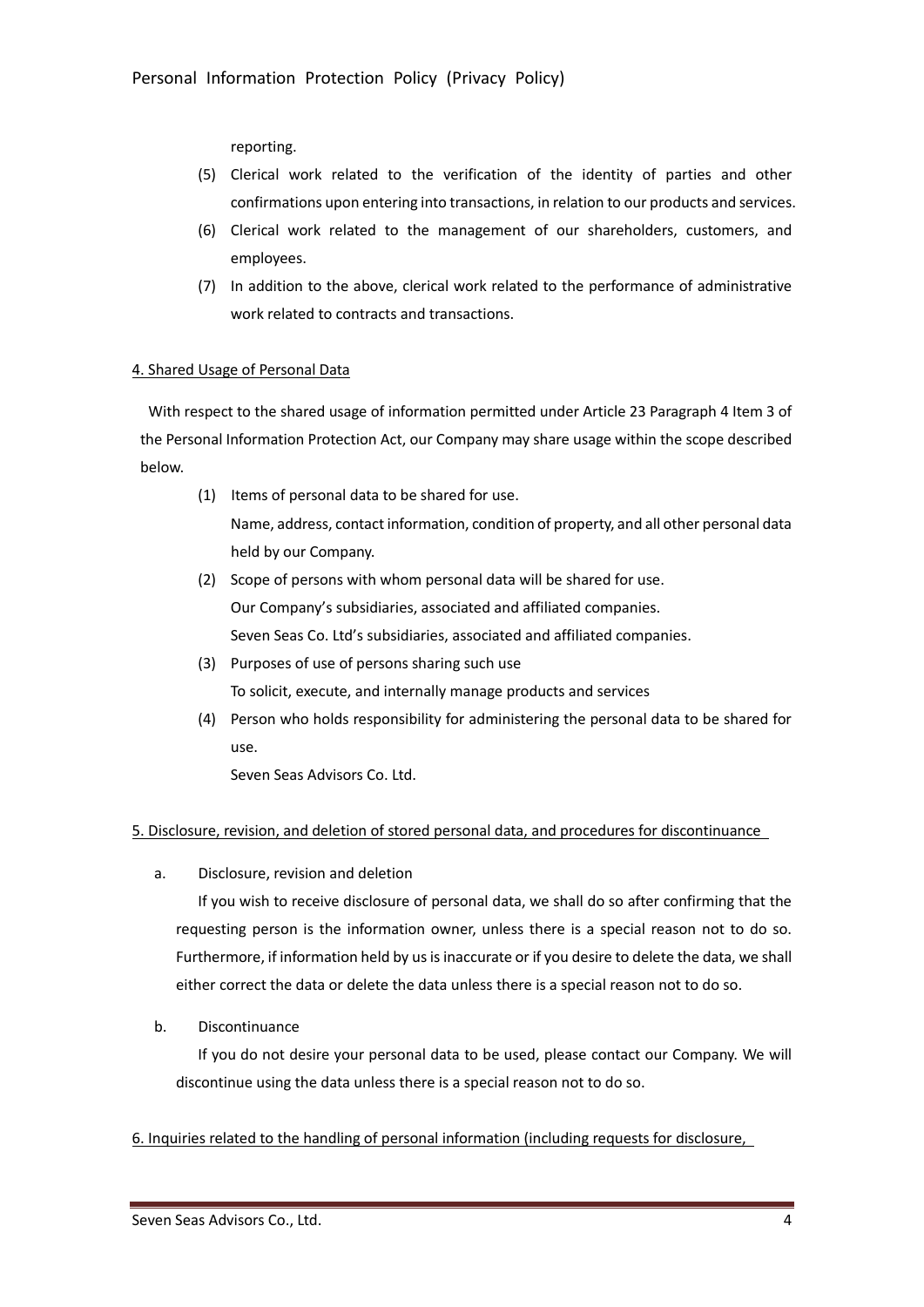reporting.

(5) Clerical work related to the verification of the identity of parties and other confirmations upon entering into transactions, in relation to our products and services.

(6) Clerical work related to the management of our shareholders, customers, and employees.

(7) In addition to the above, clerical work related to the performance of administrative work related to contracts and transactions.

## 4. Shared Usage of Personal Data

With respect to the shared usage of information permitted under Article 23 Paragraph 4 Item 3 of the Personal Information Protection Act, our Company may share usage within the scope described below.

(1) Items of personal data to be shared for use.
Name, address, contact information, condition of property, and all other personal data held by our Company.

(2) Scope of persons with whom personal data will be shared for use.
Our Company's subsidiaries, associated and affiliated companies.
Seven Seas Co. Ltd's subsidiaries, associated and affiliated companies.

(3) Purposes of use of persons sharing such use
To solicit, execute, and internally manage products and services

(4) Person who holds responsibility for administering the personal data to be shared for use.
Seven Seas Advisors Co. Ltd.

## 5. Disclosure, revision, and deletion of stored personal data, and procedures for discontinuance

a. Disclosure, revision and deletion

If you wish to receive disclosure of personal data, we shall do so after confirming that the requesting person is the information owner, unless there is a special reason not to do so. Furthermore, if information held by us is inaccurate or if you desire to delete the data, we shall either correct the data or delete the data unless there is a special reason not to do so.

b. Discontinuance

If you do not desire your personal data to be used, please contact our Company. We will discontinue using the data unless there is a special reason not to do so.

## 6. Inquiries related to the handling of personal information (including requests for disclosure,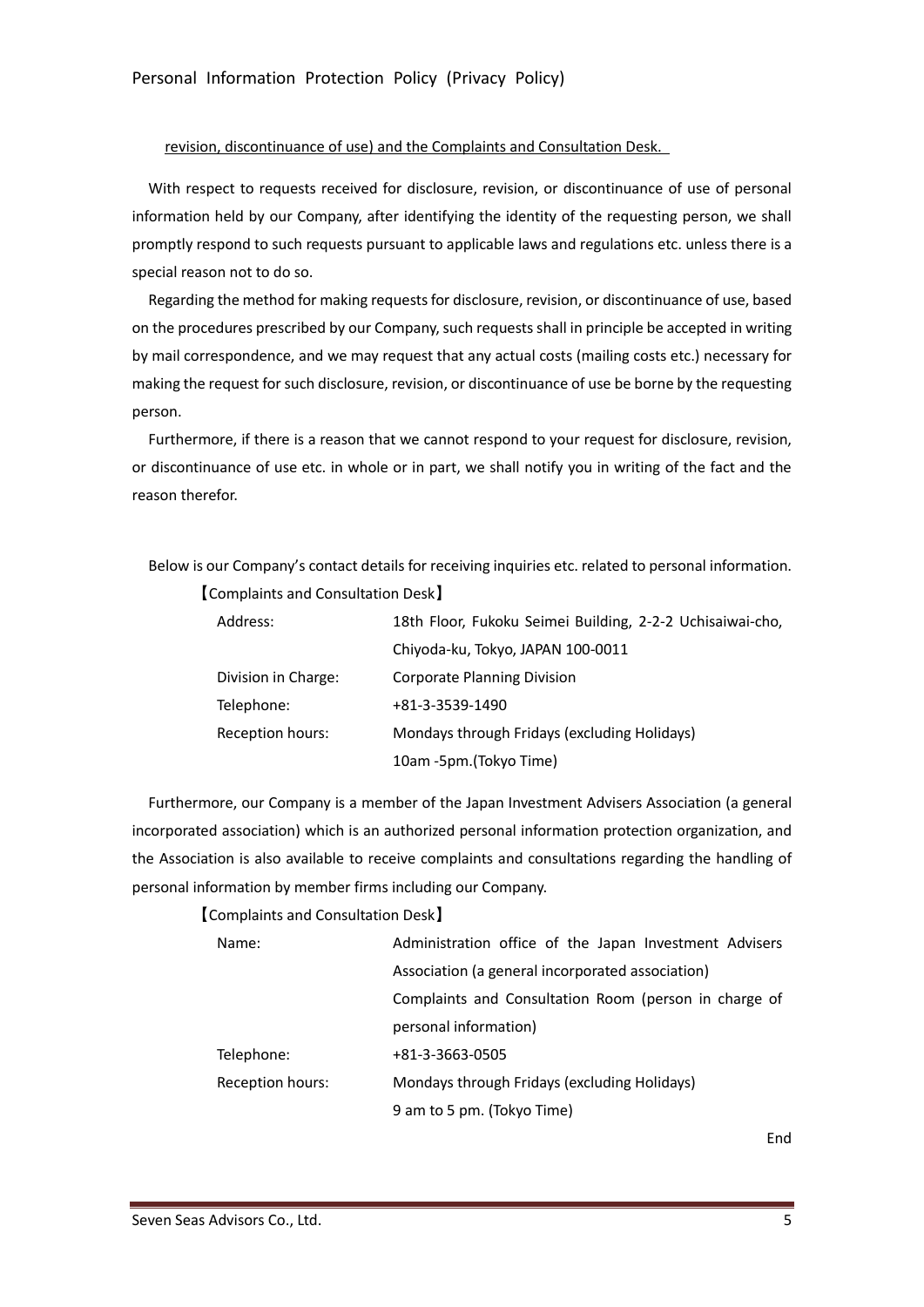<u>revision, discontinuance of use) and the Complaints and Consultation Desk.</u>

With respect to requests received for disclosure, revision, or discontinuance of use of personal information held by our Company, after identifying the identity of the requesting person, we shall promptly respond to such requests pursuant to applicable laws and regulations etc. unless there is a special reason not to do so.

Regarding the method for making requests for disclosure, revision, or discontinuance of use, based on the procedures prescribed by our Company, such requests shall in principle be accepted in writing by mail correspondence, and we may request that any actual costs (mailing costs etc.) necessary for making the request for such disclosure, revision, or discontinuance of use be borne by the requesting person.

Furthermore, if there is a reason that we cannot respond to your request for disclosure, revision, or discontinuance of use etc. in whole or in part, we shall notify you in writing of the fact and the reason therefor.

Below is our Company's contact details for receiving inquiries etc. related to personal information.

【Complaints and Consultation Desk】

| | |
|---|---|
| Address: | 18th Floor, Fukoku Seimei Building, 2-2-2 Uchisaiwai-cho, Chiyoda-ku, Tokyo, JAPAN 100-0011 |
| Division in Charge: | Corporate Planning Division |
| Telephone: | +81-3-3539-1490 |
| Reception hours: | Mondays through Fridays (excluding Holidays) 10am -5pm.(Tokyo Time) |

Furthermore, our Company is a member of the Japan Investment Advisers Association (a general incorporated association) which is an authorized personal information protection organization, and the Association is also available to receive complaints and consultations regarding the handling of personal information by member firms including our Company.

【Complaints and Consultation Desk】

| | |
|---|---|
| Name: | Administration office of the Japan Investment Advisers Association (a general incorporated association) Complaints and Consultation Room (person in charge of personal information) |
| Telephone: | +81-3-3663-0505 |
| Reception hours: | Mondays through Fridays (excluding Holidays) 9 am to 5 pm. (Tokyo Time) |

End